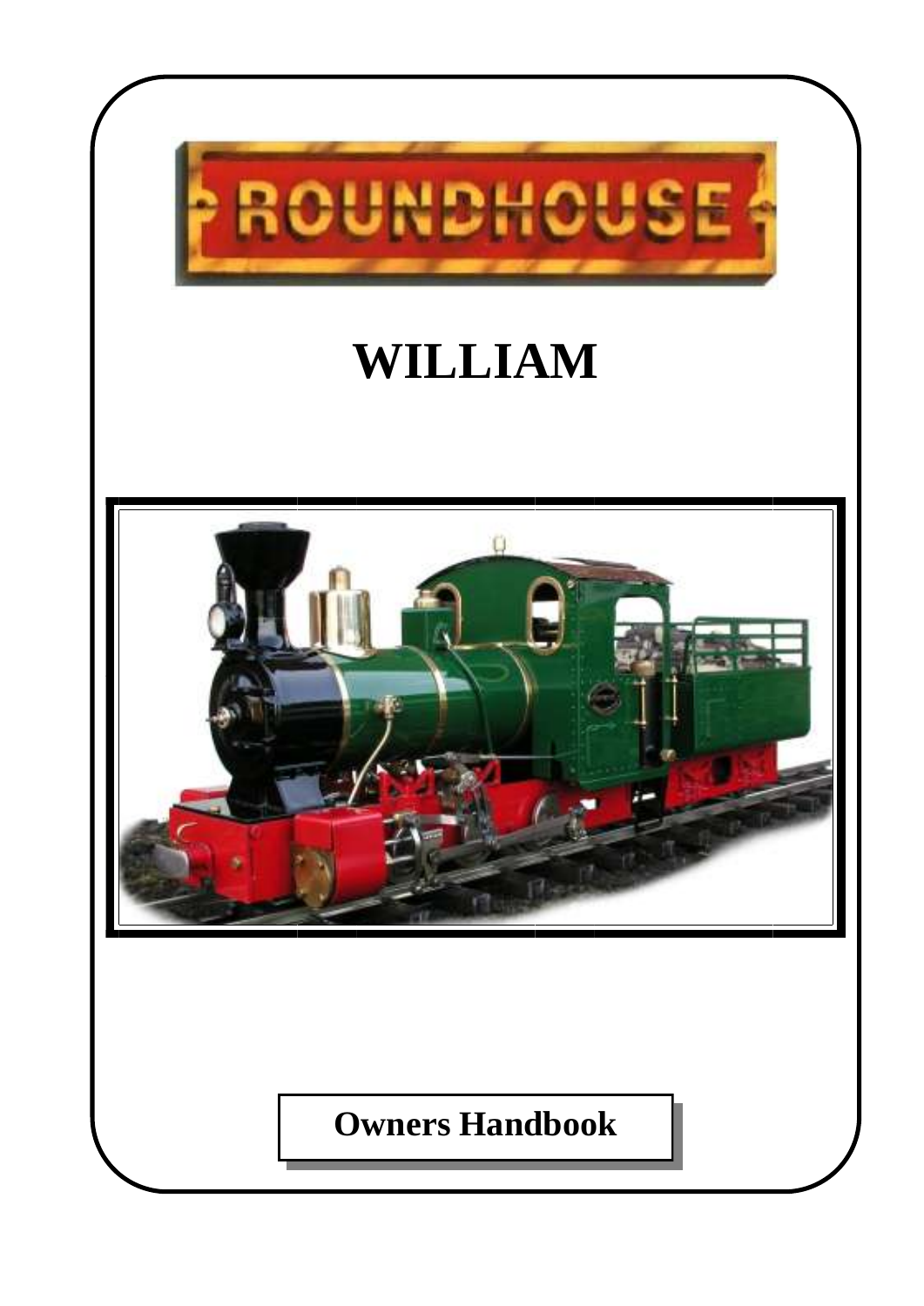ROUNDHOUSE

# WILLIAM

**Owners Handbook**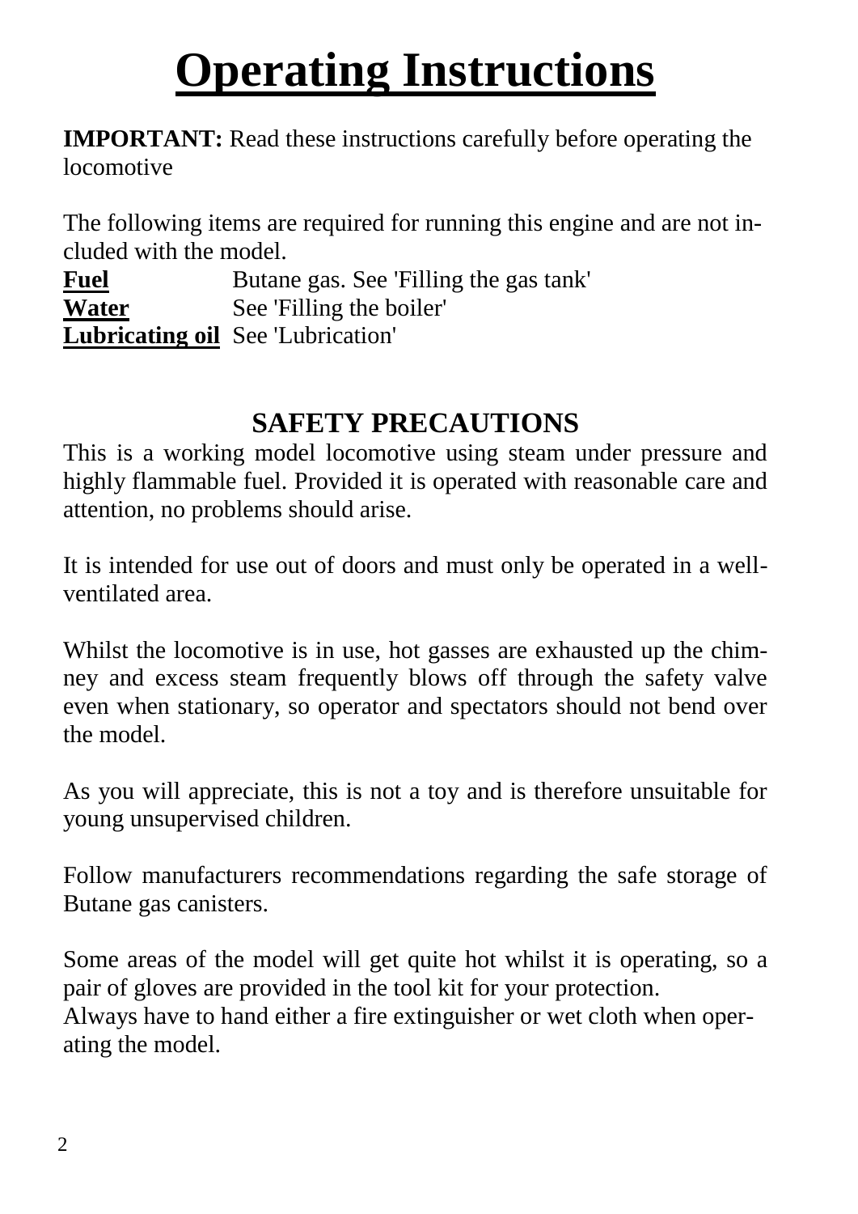# Operating Instructions

**IMPORTANT:** Read these instructions carefully before operating the locomotive

The following items are required for running this engine and are not included with the model.

| | |
|---|---|
| **Fuel** | Butane gas. See 'Filling the gas tank' |
| **Water** | See 'Filling the boiler' |
| **Lubricating oil** | See 'Lubrication' |

## SAFETY PRECAUTIONS

This is a working model locomotive using steam under pressure and highly flammable fuel. Provided it is operated with reasonable care and attention, no problems should arise.

It is intended for use out of doors and must only be operated in a well-ventilated area.

Whilst the locomotive is in use, hot gasses are exhausted up the chimney and excess steam frequently blows off through the safety valve even when stationary, so operator and spectators should not bend over the model.

As you will appreciate, this is not a toy and is therefore unsuitable for young unsupervised children.

Follow manufacturers recommendations regarding the safe storage of Butane gas canisters.

Some areas of the model will get quite hot whilst it is operating, so a pair of gloves are provided in the tool kit for your protection.
Always have to hand either a fire extinguisher or wet cloth when operating the model.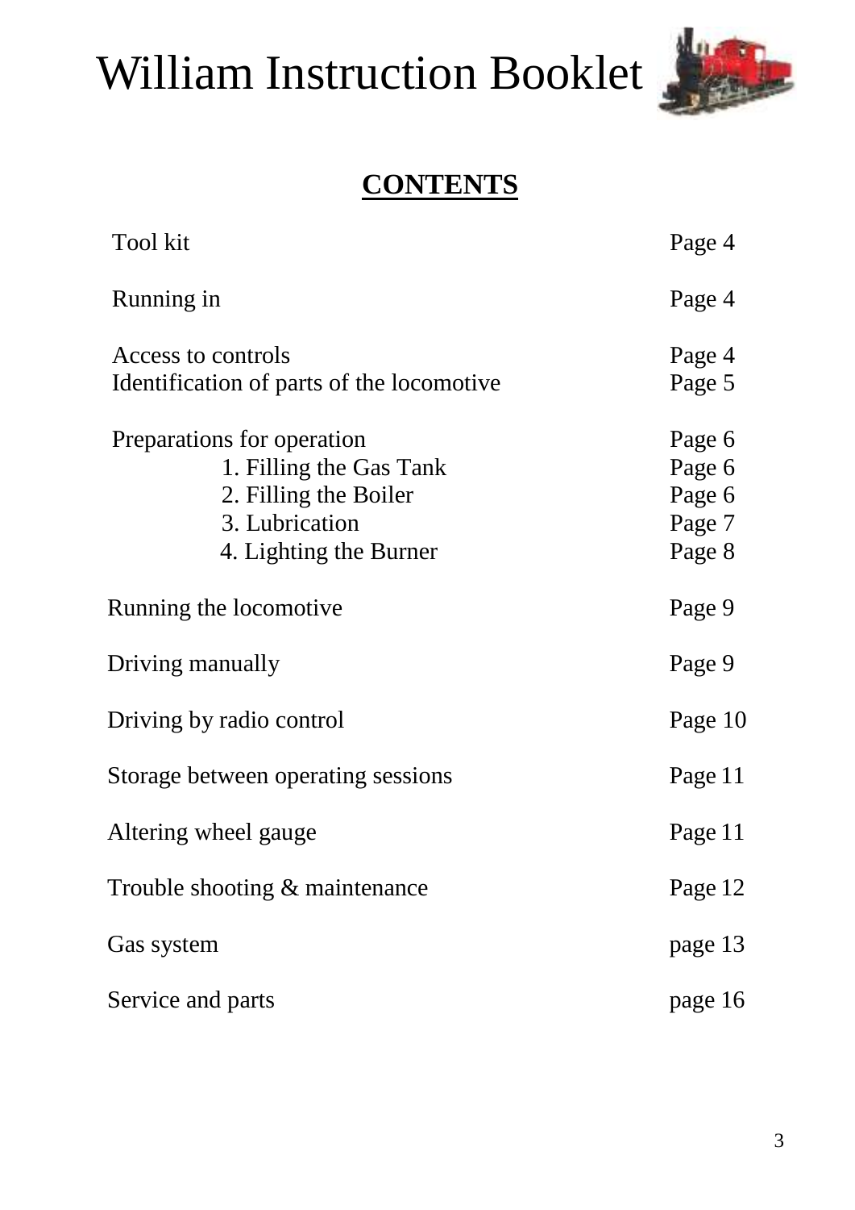# William Instruction Booklet

## CONTENTS

| | |
|---|---|
| Tool kit | Page 4 |
| Running in | Page 4 |
| Access to controls | Page 4 |
| Identification of parts of the locomotive | Page 5 |
| Preparations for operation | Page 6 |
| 1. Filling the Gas Tank | Page 6 |
| 2. Filling the Boiler | Page 6 |
| 3. Lubrication | Page 7 |
| 4. Lighting the Burner | Page 8 |
| Running the locomotive | Page 9 |
| Driving manually | Page 9 |
| Driving by radio control | Page 10 |
| Storage between operating sessions | Page 11 |
| Altering wheel gauge | Page 11 |
| Trouble shooting & maintenance | Page 12 |
| Gas system | page 13 |
| Service and parts | page 16 |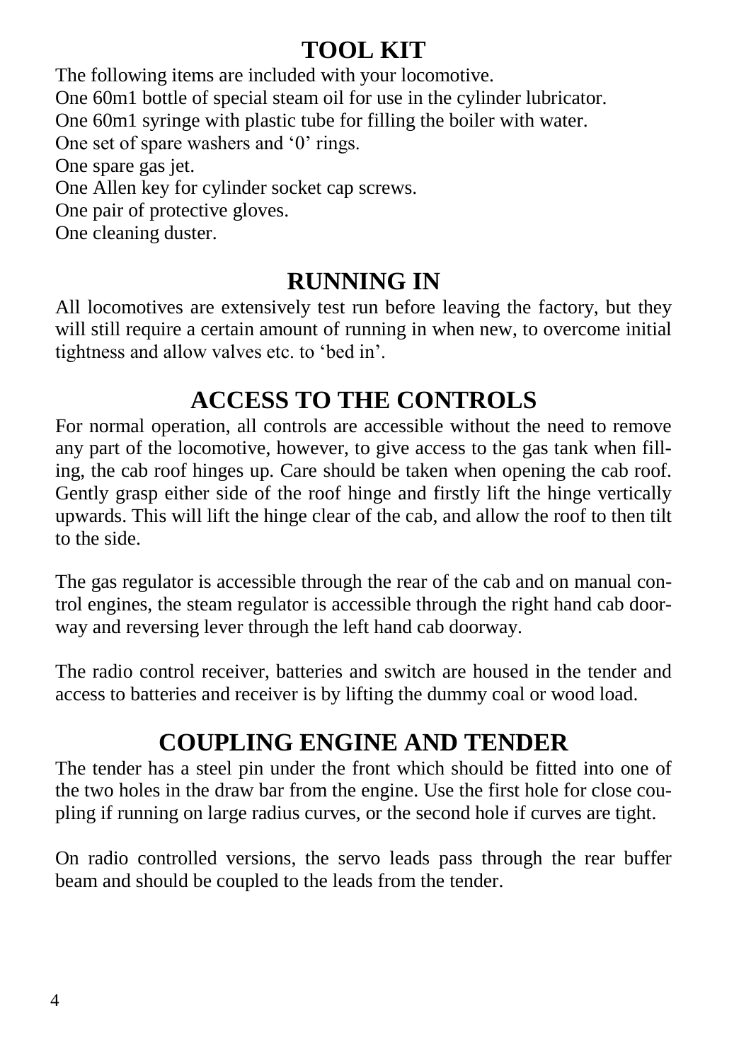## TOOL KIT

The following items are included with your locomotive.
One 60m1 bottle of special steam oil for use in the cylinder lubricator.
One 60m1 syringe with plastic tube for filling the boiler with water.
One set of spare washers and '0' rings.
One spare gas jet.
One Allen key for cylinder socket cap screws.
One pair of protective gloves.
One cleaning duster.

## RUNNING IN

All locomotives are extensively test run before leaving the factory, but they will still require a certain amount of running in when new, to overcome initial tightness and allow valves etc. to 'bed in'.

## ACCESS TO THE CONTROLS

For normal operation, all controls are accessible without the need to remove any part of the locomotive, however, to give access to the gas tank when filling, the cab roof hinges up. Care should be taken when opening the cab roof. Gently grasp either side of the roof hinge and firstly lift the hinge vertically upwards. This will lift the hinge clear of the cab, and allow the roof to then tilt to the side.

The gas regulator is accessible through the rear of the cab and on manual control engines, the steam regulator is accessible through the right hand cab doorway and reversing lever through the left hand cab doorway.

The radio control receiver, batteries and switch are housed in the tender and access to batteries and receiver is by lifting the dummy coal or wood load.

## COUPLING ENGINE AND TENDER

The tender has a steel pin under the front which should be fitted into one of the two holes in the draw bar from the engine. Use the first hole for close coupling if running on large radius curves, or the second hole if curves are tight.

On radio controlled versions, the servo leads pass through the rear buffer beam and should be coupled to the leads from the tender.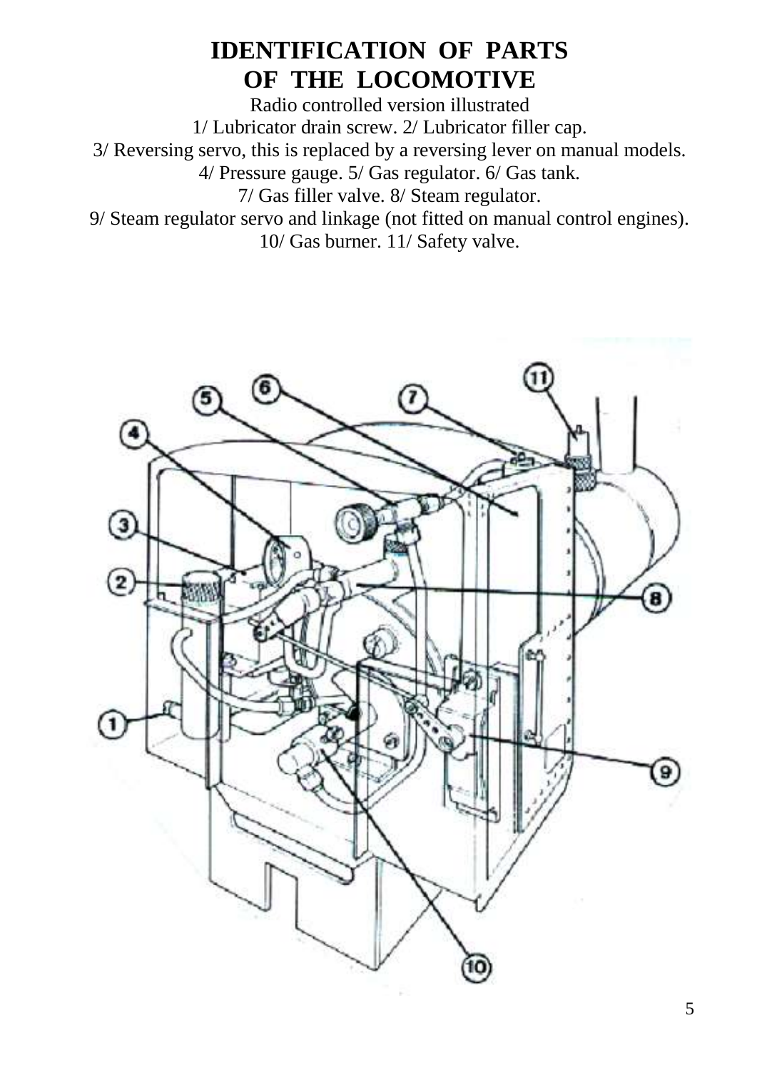# IDENTIFICATION OF PARTS OF THE LOCOMOTIVE

Radio controlled version illustrated

1/ Lubricator drain screw. 2/ Lubricator filler cap.

3/ Reversing servo, this is replaced by a reversing lever on manual models.

4/ Pressure gauge. 5/ Gas regulator. 6/ Gas tank.

7/ Gas filler valve. 8/ Steam regulator.

9/ Steam regulator servo and linkage (not fitted on manual control engines).

10/ Gas burner. 11/ Safety valve.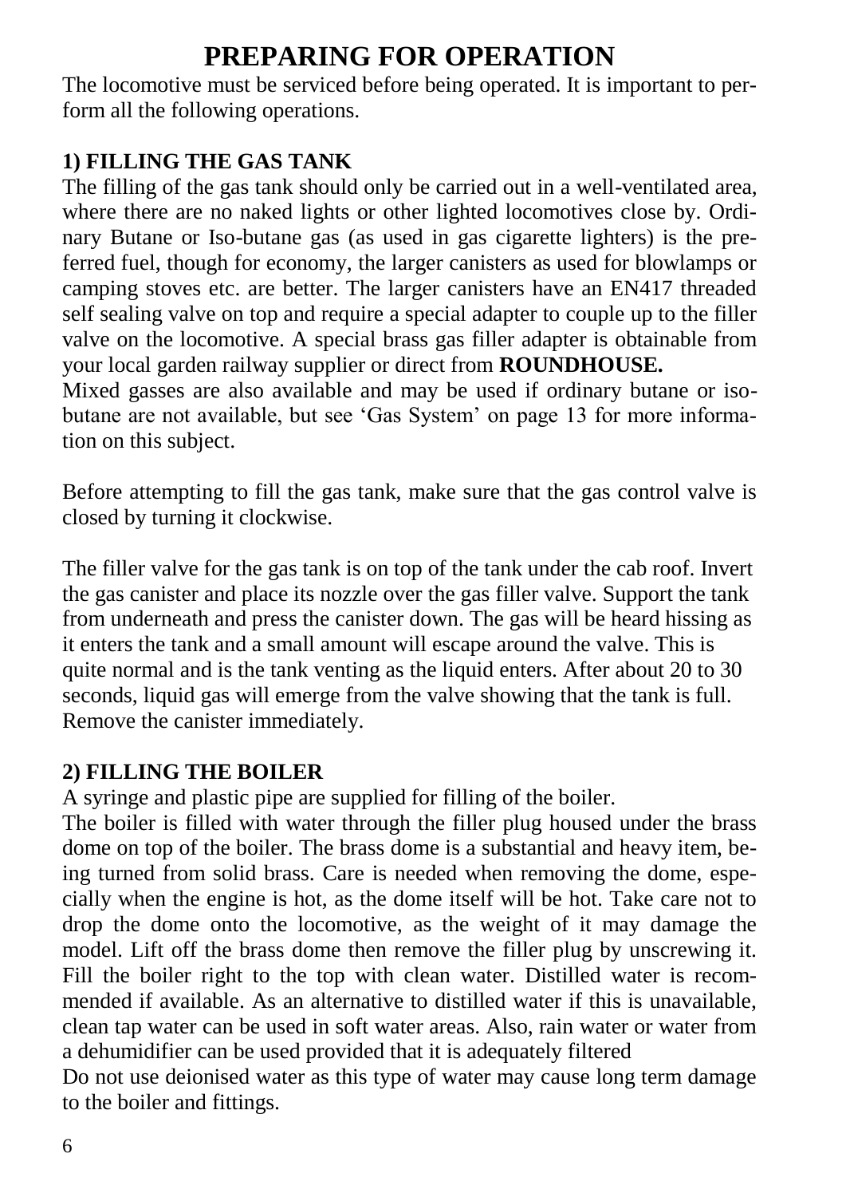# PREPARING FOR OPERATION

The locomotive must be serviced before being operated. It is important to perform all the following operations.

### 1) FILLING THE GAS TANK

The filling of the gas tank should only be carried out in a well-ventilated area, where there are no naked lights or other lighted locomotives close by. Ordinary Butane or Iso-butane gas (as used in gas cigarette lighters) is the preferred fuel, though for economy, the larger canisters as used for blowlamps or camping stoves etc. are better. The larger canisters have an EN417 threaded self sealing valve on top and require a special adapter to couple up to the filler valve on the locomotive. A special brass gas filler adapter is obtainable from your local garden railway supplier or direct from **ROUNDHOUSE.**

Mixed gasses are also available and may be used if ordinary butane or iso-butane are not available, but see 'Gas System' on page 13 for more information on this subject.

Before attempting to fill the gas tank, make sure that the gas control valve is closed by turning it clockwise.

The filler valve for the gas tank is on top of the tank under the cab roof. Invert the gas canister and place its nozzle over the gas filler valve. Support the tank from underneath and press the canister down. The gas will be heard hissing as it enters the tank and a small amount will escape around the valve. This is quite normal and is the tank venting as the liquid enters. After about 20 to 30 seconds, liquid gas will emerge from the valve showing that the tank is full. Remove the canister immediately.

### 2) FILLING THE BOILER

A syringe and plastic pipe are supplied for filling of the boiler.

The boiler is filled with water through the filler plug housed under the brass dome on top of the boiler. The brass dome is a substantial and heavy item, being turned from solid brass. Care is needed when removing the dome, especially when the engine is hot, as the dome itself will be hot. Take care not to drop the dome onto the locomotive, as the weight of it may damage the model. Lift off the brass dome then remove the filler plug by unscrewing it. Fill the boiler right to the top with clean water. Distilled water is recommended if available. As an alternative to distilled water if this is unavailable, clean tap water can be used in soft water areas. Also, rain water or water from a dehumidifier can be used provided that it is adequately filtered

Do not use deionised water as this type of water may cause long term damage to the boiler and fittings.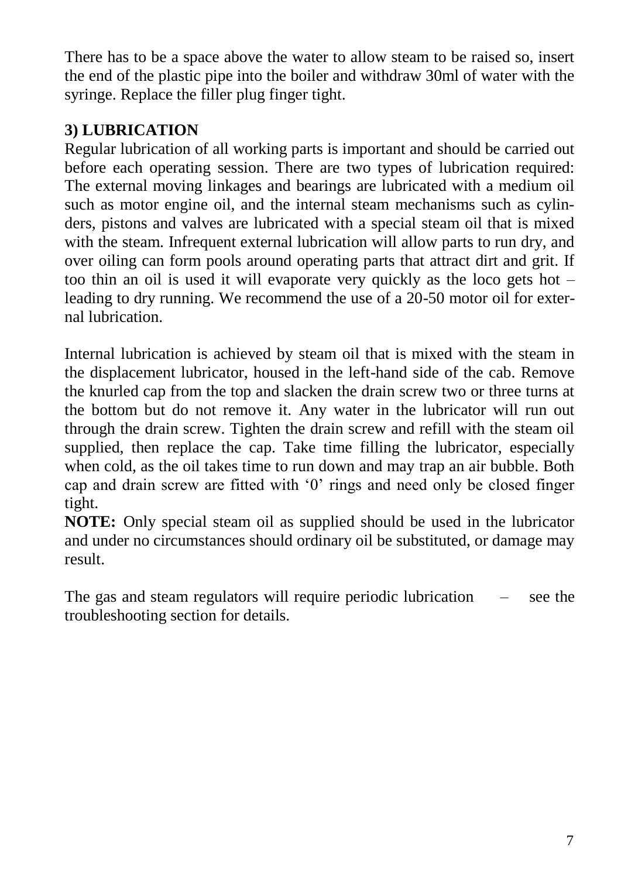There has to be a space above the water to allow steam to be raised so, insert the end of the plastic pipe into the boiler and withdraw 30ml of water with the syringe. Replace the filler plug finger tight.

## 3) LUBRICATION

Regular lubrication of all working parts is important and should be carried out before each operating session. There are two types of lubrication required: The external moving linkages and bearings are lubricated with a medium oil such as motor engine oil, and the internal steam mechanisms such as cylinders, pistons and valves are lubricated with a special steam oil that is mixed with the steam. Infrequent external lubrication will allow parts to run dry, and over oiling can form pools around operating parts that attract dirt and grit. If too thin an oil is used it will evaporate very quickly as the loco gets hot – leading to dry running. We recommend the use of a 20-50 motor oil for external lubrication.

Internal lubrication is achieved by steam oil that is mixed with the steam in the displacement lubricator, housed in the left-hand side of the cab. Remove the knurled cap from the top and slacken the drain screw two or three turns at the bottom but do not remove it. Any water in the lubricator will run out through the drain screw. Tighten the drain screw and refill with the steam oil supplied, then replace the cap. Take time filling the lubricator, especially when cold, as the oil takes time to run down and may trap an air bubble. Both cap and drain screw are fitted with '0' rings and need only be closed finger tight.

**NOTE:** Only special steam oil as supplied should be used in the lubricator and under no circumstances should ordinary oil be substituted, or damage may result.

The gas and steam regulators will require periodic lubrication – see the troubleshooting section for details.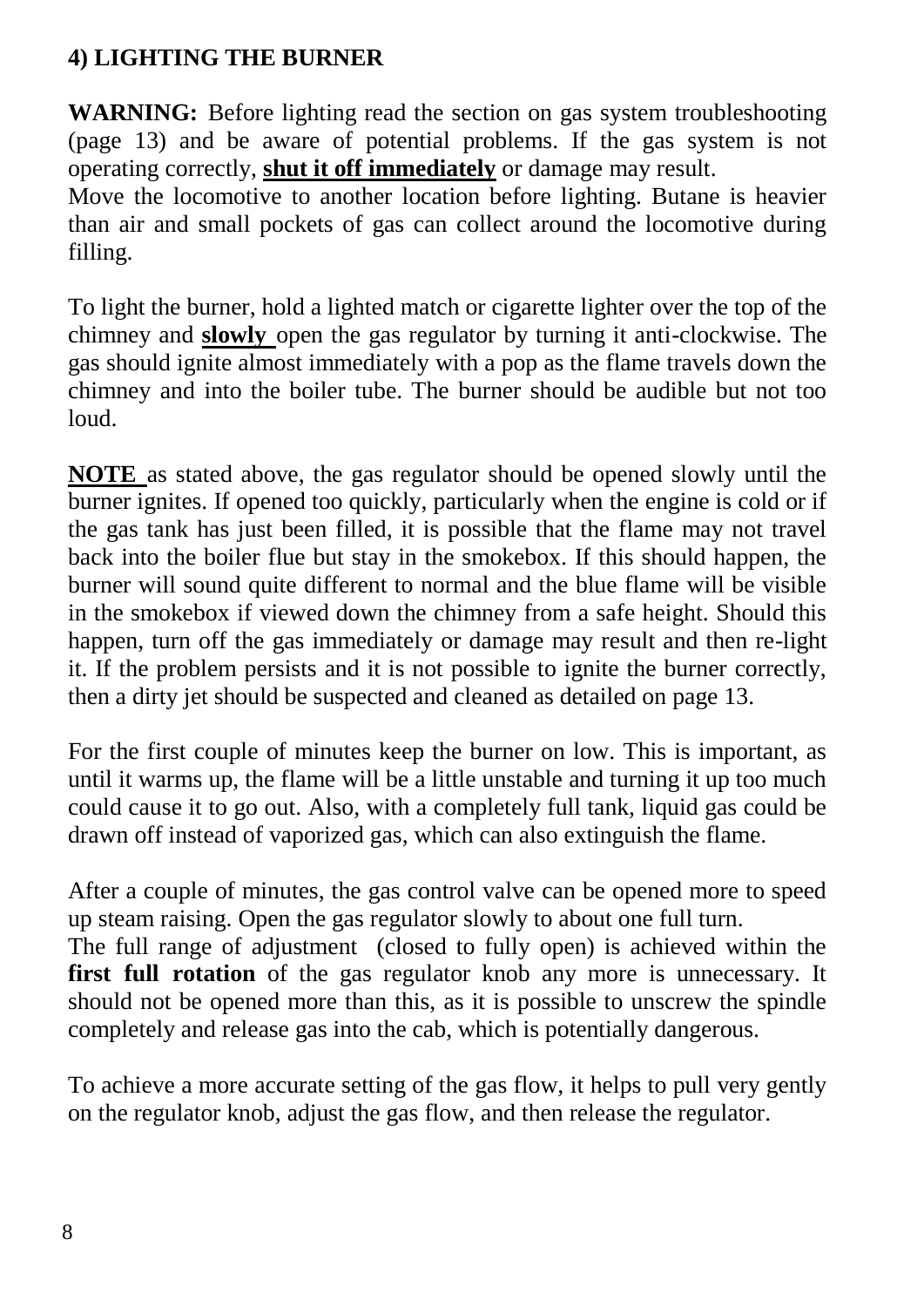## 4) LIGHTING THE BURNER

**WARNING:** Before lighting read the section on gas system troubleshooting (page 13) and be aware of potential problems. If the gas system is not operating correctly, **shut it off immediately** or damage may result.
Move the locomotive to another location before lighting. Butane is heavier than air and small pockets of gas can collect around the locomotive during filling.

To light the burner, hold a lighted match or cigarette lighter over the top of the chimney and **slowly** open the gas regulator by turning it anti-clockwise. The gas should ignite almost immediately with a pop as the flame travels down the chimney and into the boiler tube. The burner should be audible but not too loud.

**NOTE** as stated above, the gas regulator should be opened slowly until the burner ignites. If opened too quickly, particularly when the engine is cold or if the gas tank has just been filled, it is possible that the flame may not travel back into the boiler flue but stay in the smokebox. If this should happen, the burner will sound quite different to normal and the blue flame will be visible in the smokebox if viewed down the chimney from a safe height. Should this happen, turn off the gas immediately or damage may result and then re-light it. If the problem persists and it is not possible to ignite the burner correctly, then a dirty jet should be suspected and cleaned as detailed on page 13.

For the first couple of minutes keep the burner on low. This is important, as until it warms up, the flame will be a little unstable and turning it up too much could cause it to go out. Also, with a completely full tank, liquid gas could be drawn off instead of vaporized gas, which can also extinguish the flame.

After a couple of minutes, the gas control valve can be opened more to speed up steam raising. Open the gas regulator slowly to about one full turn.
The full range of adjustment (closed to fully open) is achieved within the **first full rotation** of the gas regulator knob any more is unnecessary. It should not be opened more than this, as it is possible to unscrew the spindle completely and release gas into the cab, which is potentially dangerous.

To achieve a more accurate setting of the gas flow, it helps to pull very gently on the regulator knob, adjust the gas flow, and then release the regulator.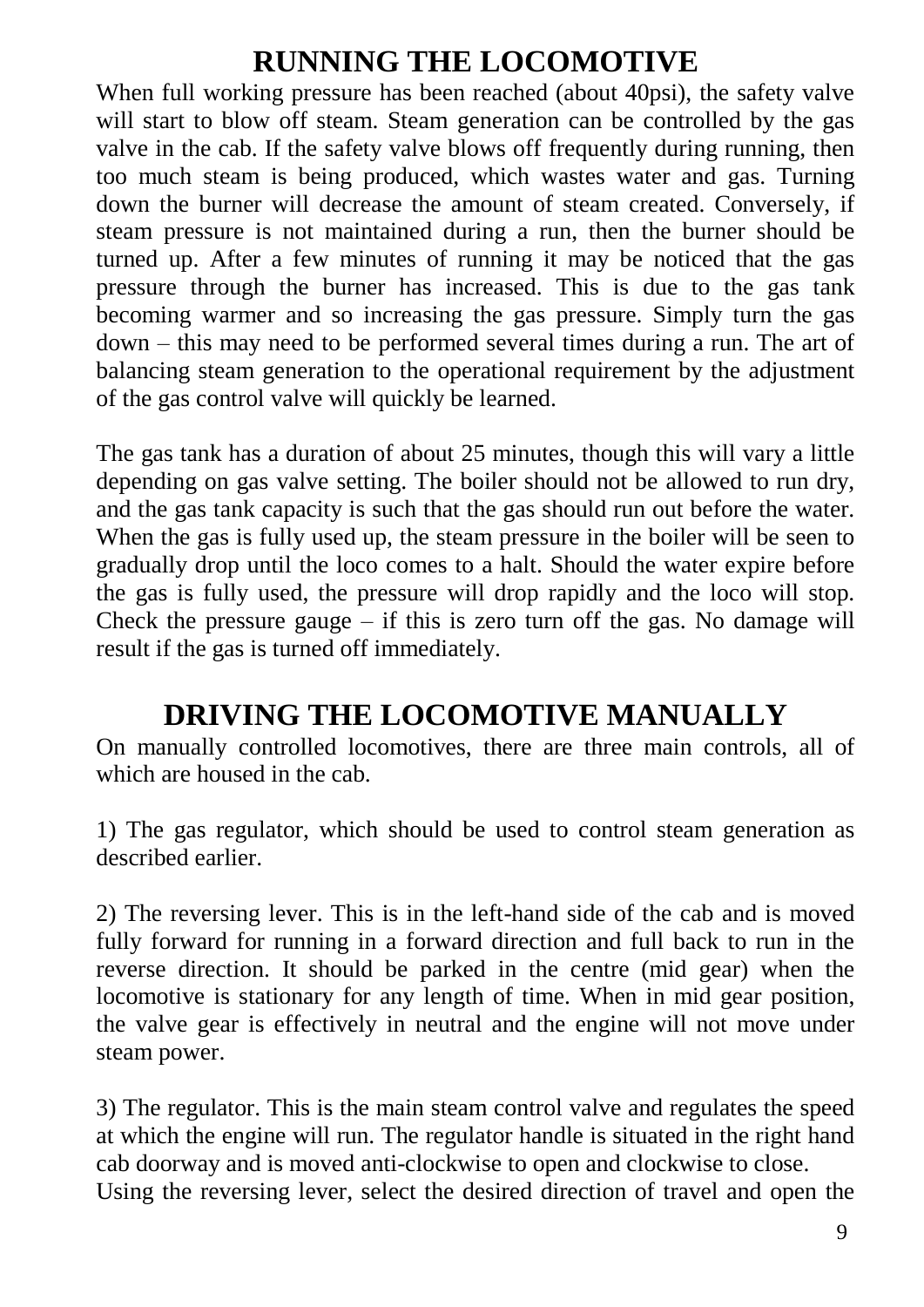## RUNNING THE LOCOMOTIVE

When full working pressure has been reached (about 40psi), the safety valve will start to blow off steam. Steam generation can be controlled by the gas valve in the cab. If the safety valve blows off frequently during running, then too much steam is being produced, which wastes water and gas. Turning down the burner will decrease the amount of steam created. Conversely, if steam pressure is not maintained during a run, then the burner should be turned up. After a few minutes of running it may be noticed that the gas pressure through the burner has increased. This is due to the gas tank becoming warmer and so increasing the gas pressure. Simply turn the gas down – this may need to be performed several times during a run. The art of balancing steam generation to the operational requirement by the adjustment of the gas control valve will quickly be learned.

The gas tank has a duration of about 25 minutes, though this will vary a little depending on gas valve setting. The boiler should not be allowed to run dry, and the gas tank capacity is such that the gas should run out before the water. When the gas is fully used up, the steam pressure in the boiler will be seen to gradually drop until the loco comes to a halt. Should the water expire before the gas is fully used, the pressure will drop rapidly and the loco will stop. Check the pressure gauge – if this is zero turn off the gas. No damage will result if the gas is turned off immediately.

## DRIVING THE LOCOMOTIVE MANUALLY

On manually controlled locomotives, there are three main controls, all of which are housed in the cab.

1) The gas regulator, which should be used to control steam generation as described earlier.

2) The reversing lever. This is in the left-hand side of the cab and is moved fully forward for running in a forward direction and full back to run in the reverse direction. It should be parked in the centre (mid gear) when the locomotive is stationary for any length of time. When in mid gear position, the valve gear is effectively in neutral and the engine will not move under steam power.

3) The regulator. This is the main steam control valve and regulates the speed at which the engine will run. The regulator handle is situated in the right hand cab doorway and is moved anti-clockwise to open and clockwise to close.
Using the reversing lever, select the desired direction of travel and open the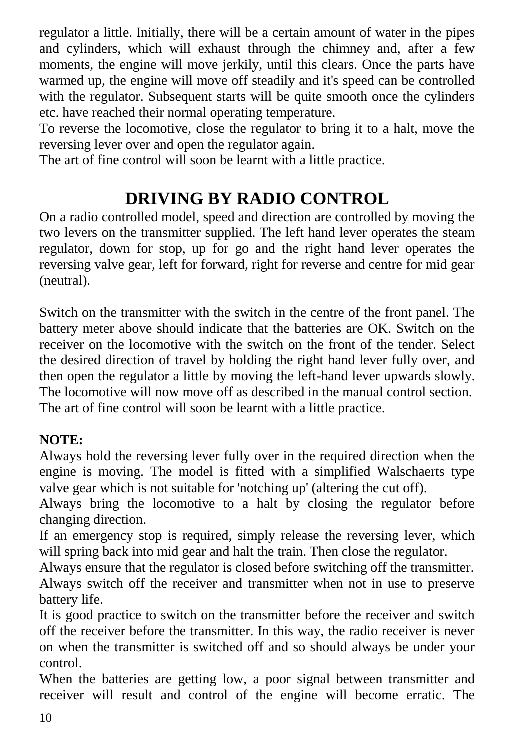regulator a little. Initially, there will be a certain amount of water in the pipes and cylinders, which will exhaust through the chimney and, after a few moments, the engine will move jerkily, until this clears. Once the parts have warmed up, the engine will move off steadily and it's speed can be controlled with the regulator. Subsequent starts will be quite smooth once the cylinders etc. have reached their normal operating temperature.

To reverse the locomotive, close the regulator to bring it to a halt, move the reversing lever over and open the regulator again.

The art of fine control will soon be learnt with a little practice.

# DRIVING BY RADIO CONTROL

On a radio controlled model, speed and direction are controlled by moving the two levers on the transmitter supplied. The left hand lever operates the steam regulator, down for stop, up for go and the right hand lever operates the reversing valve gear, left for forward, right for reverse and centre for mid gear (neutral).

Switch on the transmitter with the switch in the centre of the front panel. The battery meter above should indicate that the batteries are OK. Switch on the receiver on the locomotive with the switch on the front of the tender. Select the desired direction of travel by holding the right hand lever fully over, and then open the regulator a little by moving the left-hand lever upwards slowly. The locomotive will now move off as described in the manual control section.
The art of fine control will soon be learnt with a little practice.

**NOTE:**

Always hold the reversing lever fully over in the required direction when the engine is moving. The model is fitted with a simplified Walschaerts type valve gear which is not suitable for 'notching up' (altering the cut off).

Always bring the locomotive to a halt by closing the regulator before changing direction.

If an emergency stop is required, simply release the reversing lever, which will spring back into mid gear and halt the train. Then close the regulator.

Always ensure that the regulator is closed before switching off the transmitter.

Always switch off the receiver and transmitter when not in use to preserve battery life.

It is good practice to switch on the transmitter before the receiver and switch off the receiver before the transmitter. In this way, the radio receiver is never on when the transmitter is switched off and so should always be under your control.

When the batteries are getting low, a poor signal between transmitter and receiver will result and control of the engine will become erratic. The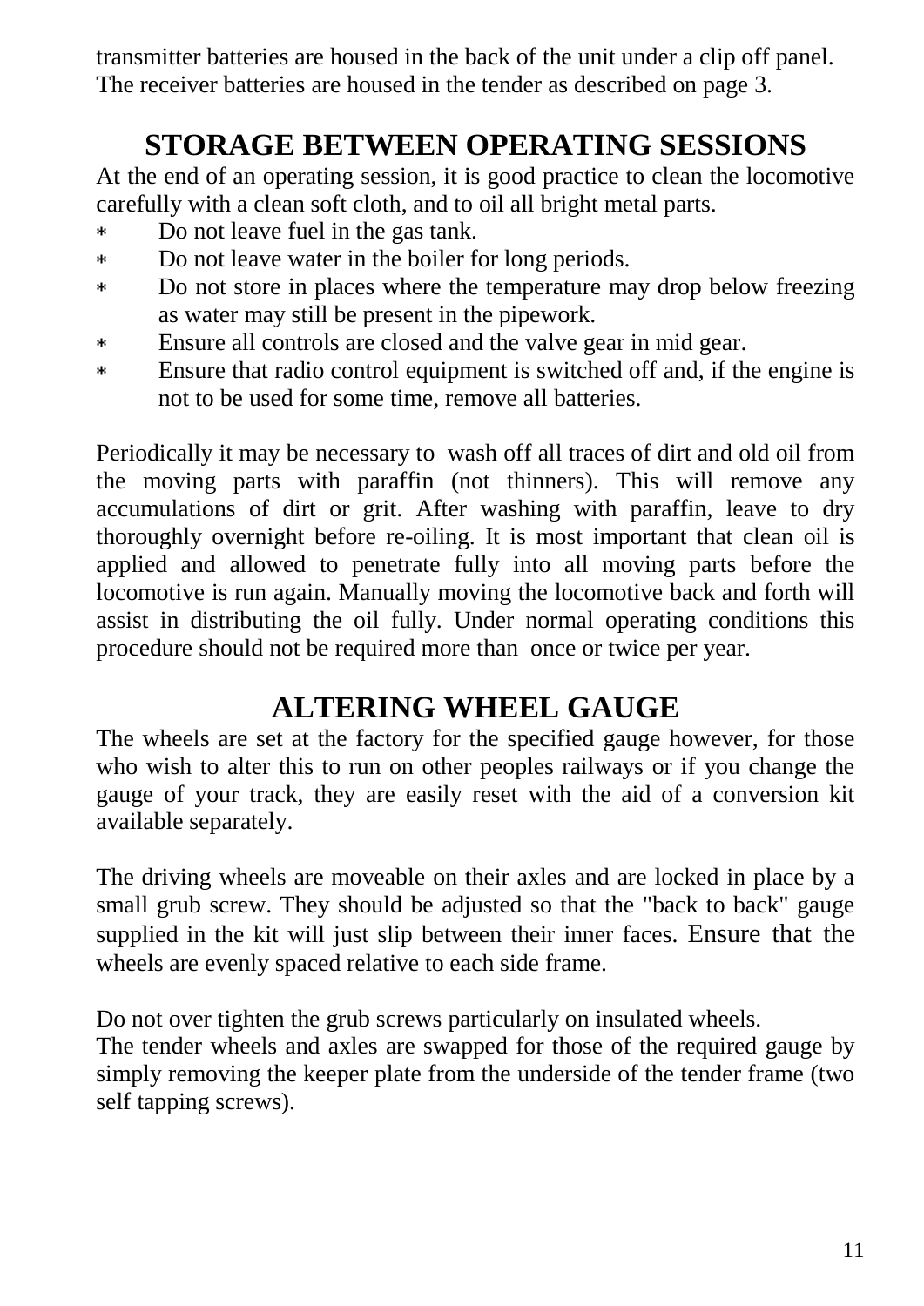transmitter batteries are housed in the back of the unit under a clip off panel. The receiver batteries are housed in the tender as described on page 3.

## STORAGE BETWEEN OPERATING SESSIONS

At the end of an operating session, it is good practice to clean the locomotive carefully with a clean soft cloth, and to oil all bright metal parts.

- Do not leave fuel in the gas tank.
- Do not leave water in the boiler for long periods.
- Do not store in places where the temperature may drop below freezing as water may still be present in the pipework.
- Ensure all controls are closed and the valve gear in mid gear.
- Ensure that radio control equipment is switched off and, if the engine is not to be used for some time, remove all batteries.

Periodically it may be necessary to wash off all traces of dirt and old oil from the moving parts with paraffin (not thinners). This will remove any accumulations of dirt or grit. After washing with paraffin, leave to dry thoroughly overnight before re-oiling. It is most important that clean oil is applied and allowed to penetrate fully into all moving parts before the locomotive is run again. Manually moving the locomotive back and forth will assist in distributing the oil fully. Under normal operating conditions this procedure should not be required more than once or twice per year.

## ALTERING WHEEL GAUGE

The wheels are set at the factory for the specified gauge however, for those who wish to alter this to run on other peoples railways or if you change the gauge of your track, they are easily reset with the aid of a conversion kit available separately.

The driving wheels are moveable on their axles and are locked in place by a small grub screw. They should be adjusted so that the "back to back" gauge supplied in the kit will just slip between their inner faces. Ensure that the wheels are evenly spaced relative to each side frame.

Do not over tighten the grub screws particularly on insulated wheels.
The tender wheels and axles are swapped for those of the required gauge by simply removing the keeper plate from the underside of the tender frame (two self tapping screws).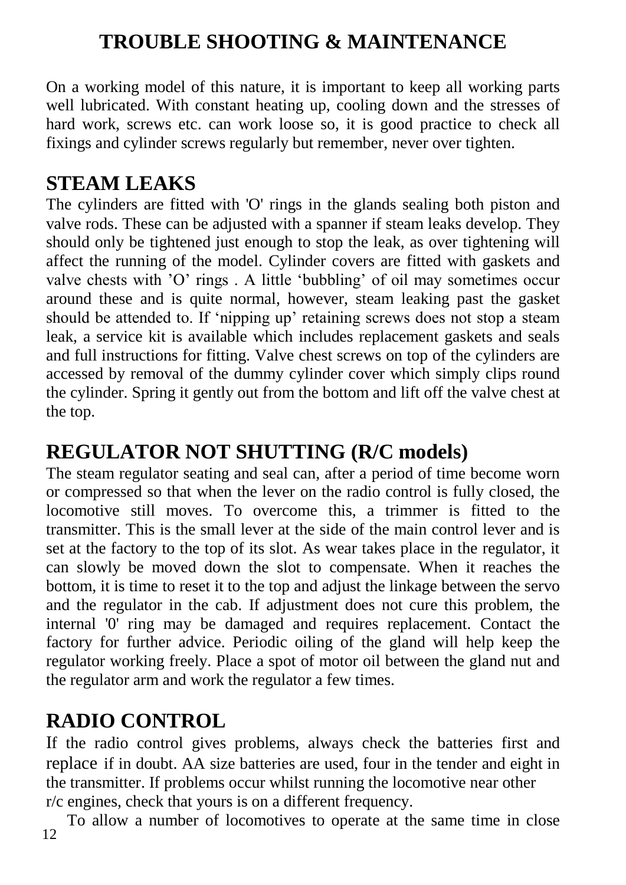# TROUBLE SHOOTING & MAINTENANCE

On a working model of this nature, it is important to keep all working parts well lubricated. With constant heating up, cooling down and the stresses of hard work, screws etc. can work loose so, it is good practice to check all fixings and cylinder screws regularly but remember, never over tighten.

## STEAM LEAKS

The cylinders are fitted with 'O' rings in the glands sealing both piston and valve rods. These can be adjusted with a spanner if steam leaks develop. They should only be tightened just enough to stop the leak, as over tightening will affect the running of the model. Cylinder covers are fitted with gaskets and valve chests with 'O' rings . A little 'bubbling' of oil may sometimes occur around these and is quite normal, however, steam leaking past the gasket should be attended to. If 'nipping up' retaining screws does not stop a steam leak, a service kit is available which includes replacement gaskets and seals and full instructions for fitting. Valve chest screws on top of the cylinders are accessed by removal of the dummy cylinder cover which simply clips round the cylinder. Spring it gently out from the bottom and lift off the valve chest at the top.

## REGULATOR NOT SHUTTING (R/C models)

The steam regulator seating and seal can, after a period of time become worn or compressed so that when the lever on the radio control is fully closed, the locomotive still moves. To overcome this, a trimmer is fitted to the transmitter. This is the small lever at the side of the main control lever and is set at the factory to the top of its slot. As wear takes place in the regulator, it can slowly be moved down the slot to compensate. When it reaches the bottom, it is time to reset it to the top and adjust the linkage between the servo and the regulator in the cab. If adjustment does not cure this problem, the internal '0' ring may be damaged and requires replacement. Contact the factory for further advice. Periodic oiling of the gland will help keep the regulator working freely. Place a spot of motor oil between the gland nut and the regulator arm and work the regulator a few times.

## RADIO CONTROL

If the radio control gives problems, always check the batteries first and replace if in doubt. AA size batteries are used, four in the tender and eight in the transmitter. If problems occur whilst running the locomotive near other r/c engines, check that yours is on a different frequency.

To allow a number of locomotives to operate at the same time in close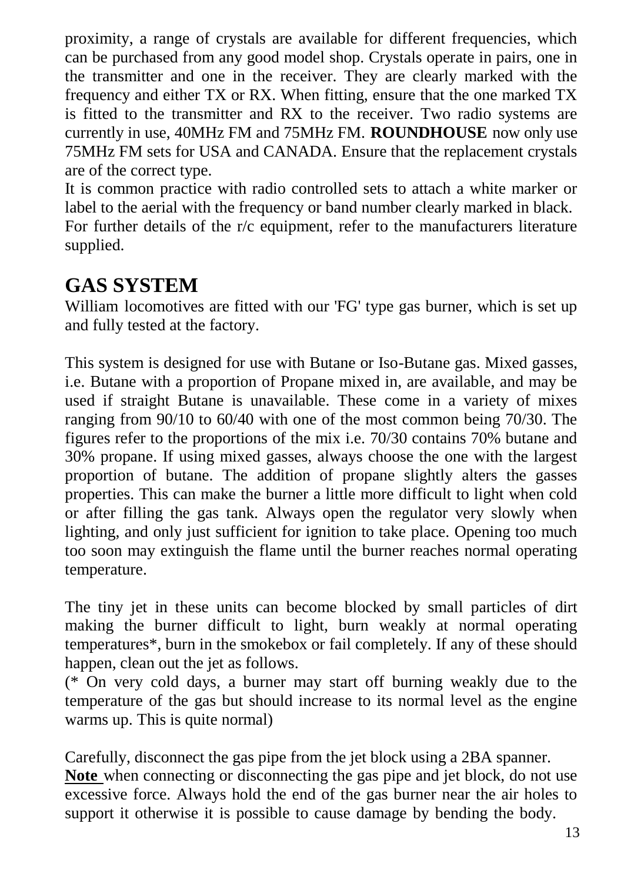proximity, a range of crystals are available for different frequencies, which can be purchased from any good model shop. Crystals operate in pairs, one in the transmitter and one in the receiver. They are clearly marked with the frequency and either TX or RX. When fitting, ensure that the one marked TX is fitted to the transmitter and RX to the receiver. Two radio systems are currently in use, 40MHz FM and 75MHz FM. **ROUNDHOUSE** now only use 75MHz FM sets for USA and CANADA. Ensure that the replacement crystals are of the correct type.

It is common practice with radio controlled sets to attach a white marker or label to the aerial with the frequency or band number clearly marked in black.

For further details of the r/c equipment, refer to the manufacturers literature supplied.

## GAS SYSTEM

William locomotives are fitted with our 'FG' type gas burner, which is set up and fully tested at the factory.

This system is designed for use with Butane or Iso-Butane gas. Mixed gasses, i.e. Butane with a proportion of Propane mixed in, are available, and may be used if straight Butane is unavailable. These come in a variety of mixes ranging from 90/10 to 60/40 with one of the most common being 70/30. The figures refer to the proportions of the mix i.e. 70/30 contains 70% butane and 30% propane. If using mixed gasses, always choose the one with the largest proportion of butane. The addition of propane slightly alters the gasses properties. This can make the burner a little more difficult to light when cold or after filling the gas tank. Always open the regulator very slowly when lighting, and only just sufficient for ignition to take place. Opening too much too soon may extinguish the flame until the burner reaches normal operating temperature.

The tiny jet in these units can become blocked by small particles of dirt making the burner difficult to light, burn weakly at normal operating temperatures*, burn in the smokebox or fail completely. If any of these should happen, clean out the jet as follows.

(* On very cold days, a burner may start off burning weakly due to the temperature of the gas but should increase to its normal level as the engine warms up. This is quite normal)

Carefully, disconnect the gas pipe from the jet block using a 2BA spanner.

**Note** when connecting or disconnecting the gas pipe and jet block, do not use excessive force. Always hold the end of the gas burner near the air holes to support it otherwise it is possible to cause damage by bending the body.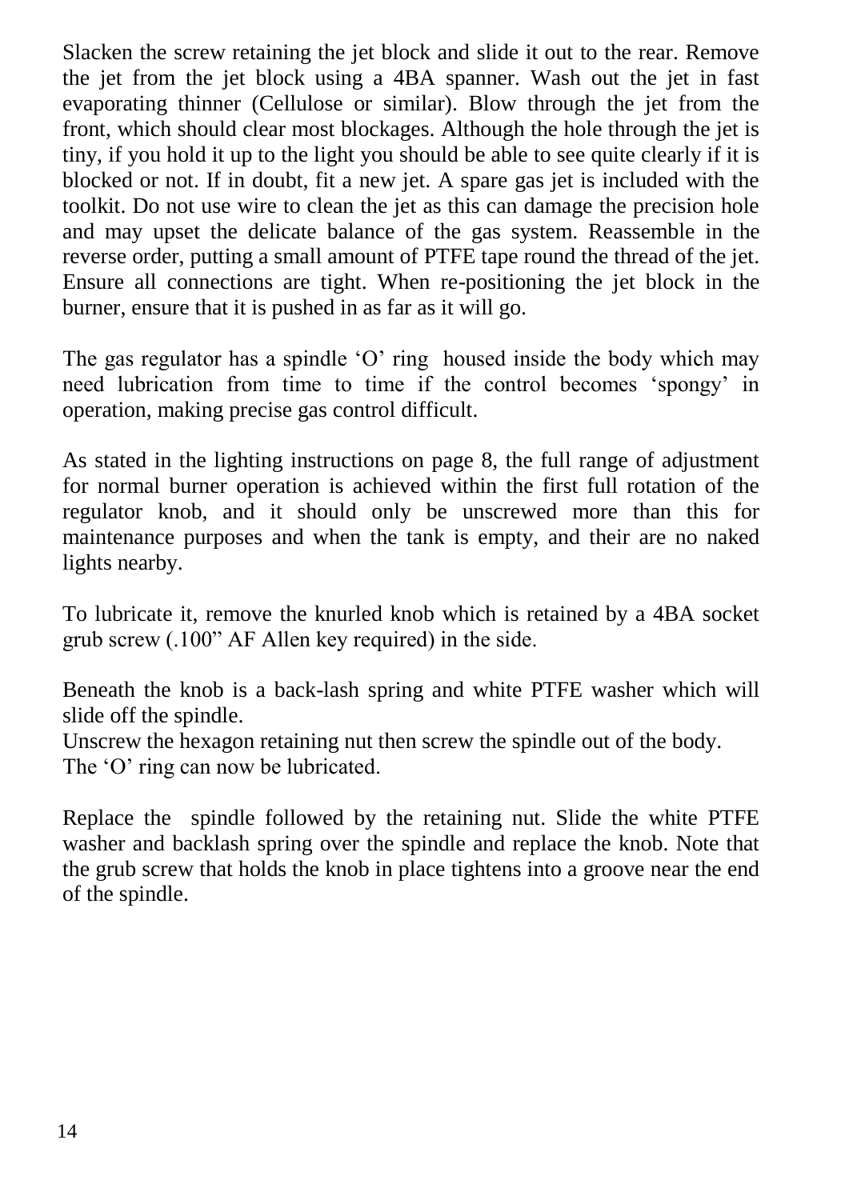Slacken the screw retaining the jet block and slide it out to the rear. Remove the jet from the jet block using a 4BA spanner. Wash out the jet in fast evaporating thinner (Cellulose or similar). Blow through the jet from the front, which should clear most blockages. Although the hole through the jet is tiny, if you hold it up to the light you should be able to see quite clearly if it is blocked or not. If in doubt, fit a new jet. A spare gas jet is included with the toolkit. Do not use wire to clean the jet as this can damage the precision hole and may upset the delicate balance of the gas system. Reassemble in the reverse order, putting a small amount of PTFE tape round the thread of the jet. Ensure all connections are tight. When re-positioning the jet block in the burner, ensure that it is pushed in as far as it will go.

The gas regulator has a spindle 'O' ring housed inside the body which may need lubrication from time to time if the control becomes 'spongy' in operation, making precise gas control difficult.

As stated in the lighting instructions on page 8, the full range of adjustment for normal burner operation is achieved within the first full rotation of the regulator knob, and it should only be unscrewed more than this for maintenance purposes and when the tank is empty, and their are no naked lights nearby.

To lubricate it, remove the knurled knob which is retained by a 4BA socket grub screw (.100" AF Allen key required) in the side.

Beneath the knob is a back-lash spring and white PTFE washer which will slide off the spindle.
Unscrew the hexagon retaining nut then screw the spindle out of the body.
The 'O' ring can now be lubricated.

Replace the spindle followed by the retaining nut. Slide the white PTFE washer and backlash spring over the spindle and replace the knob. Note that the grub screw that holds the knob in place tightens into a groove near the end of the spindle.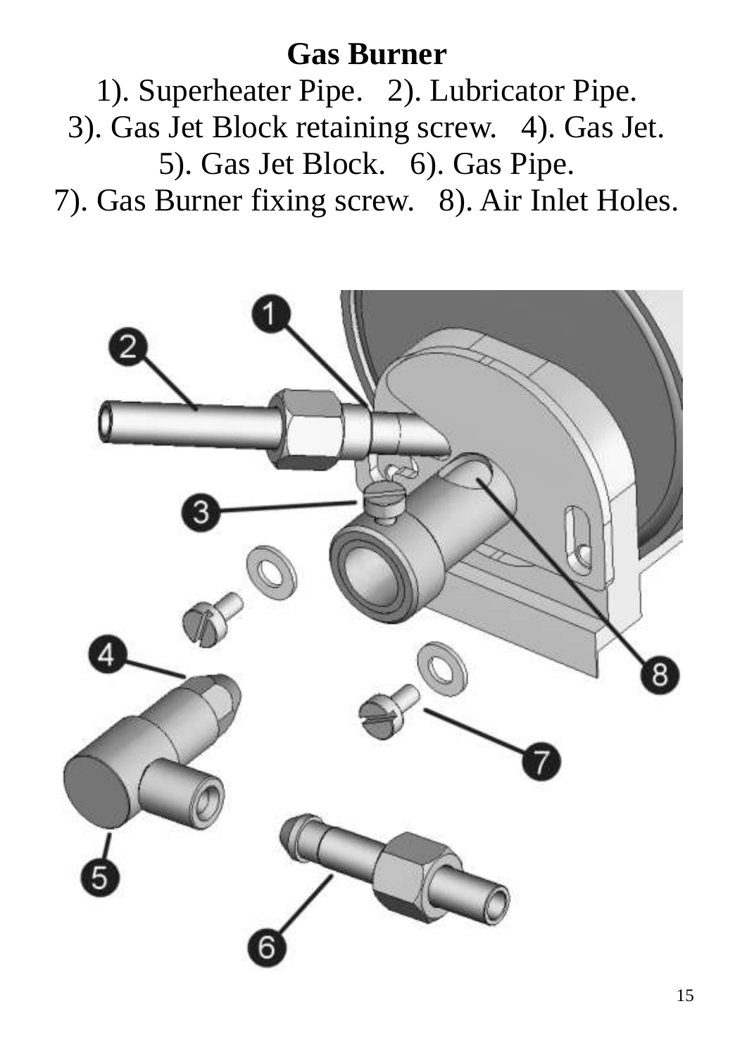# Gas Burner

1). Superheater Pipe.   2). Lubricator Pipe.
3). Gas Jet Block retaining screw.   4). Gas Jet.
5). Gas Jet Block.   6). Gas Pipe.
7). Gas Burner fixing screw.   8). Air Inlet Holes.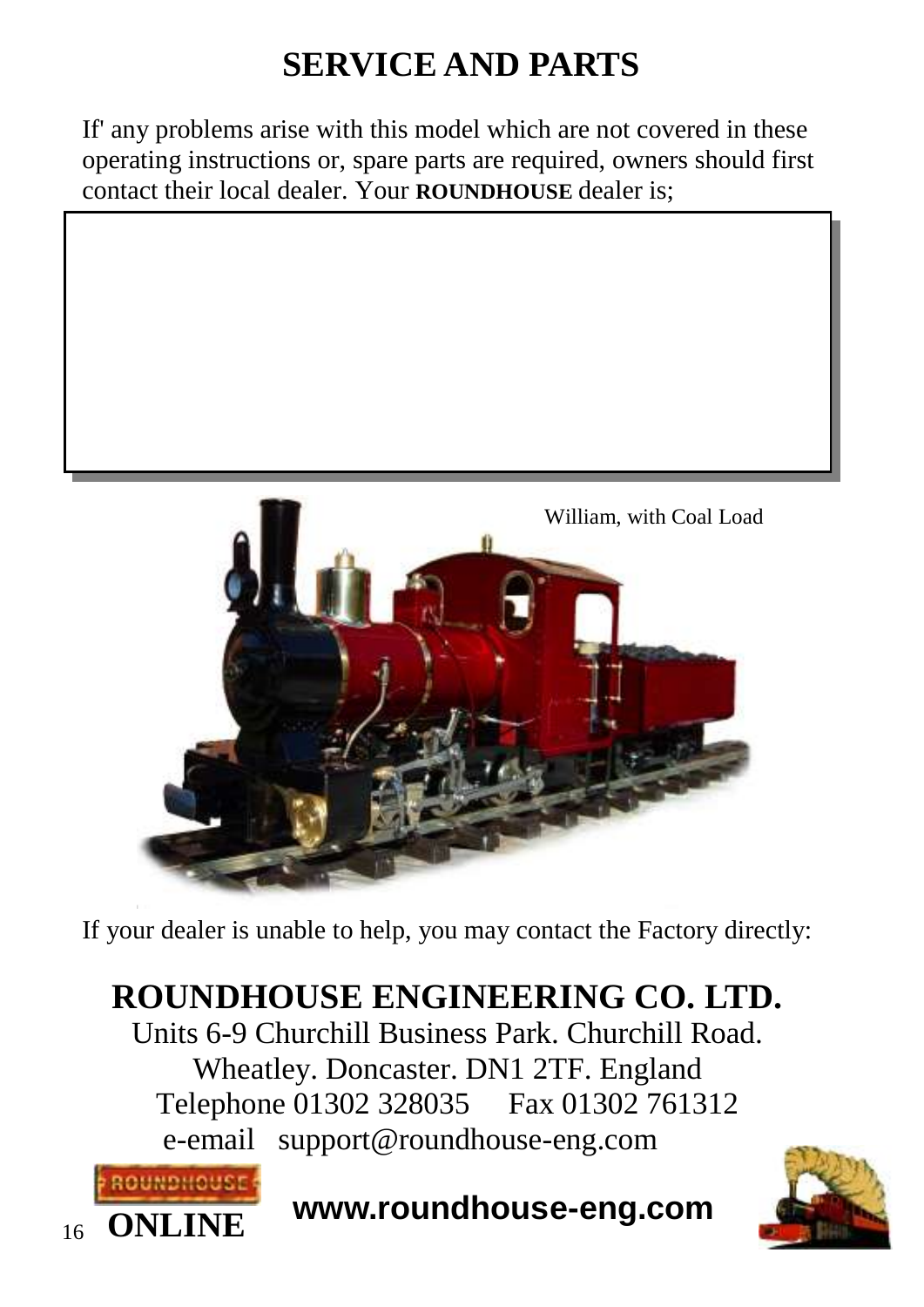# SERVICE AND PARTS

If' any problems arise with this model which are not covered in these operating instructions or, spare parts are required, owners should first contact their local dealer. Your **ROUNDHOUSE** dealer is;

William, with Coal Load

If your dealer is unable to help, you may contact the Factory directly:

## ROUNDHOUSE ENGINEERING CO. LTD.

Units 6-9 Churchill Business Park. Churchill Road.
Wheatley. Doncaster. DN1 2TF. England
Telephone 01302 328035 Fax 01302 761312
e-email support@roundhouse-eng.com

ROUNDHOUSE **ONLINE** **www.roundhouse-eng.com**